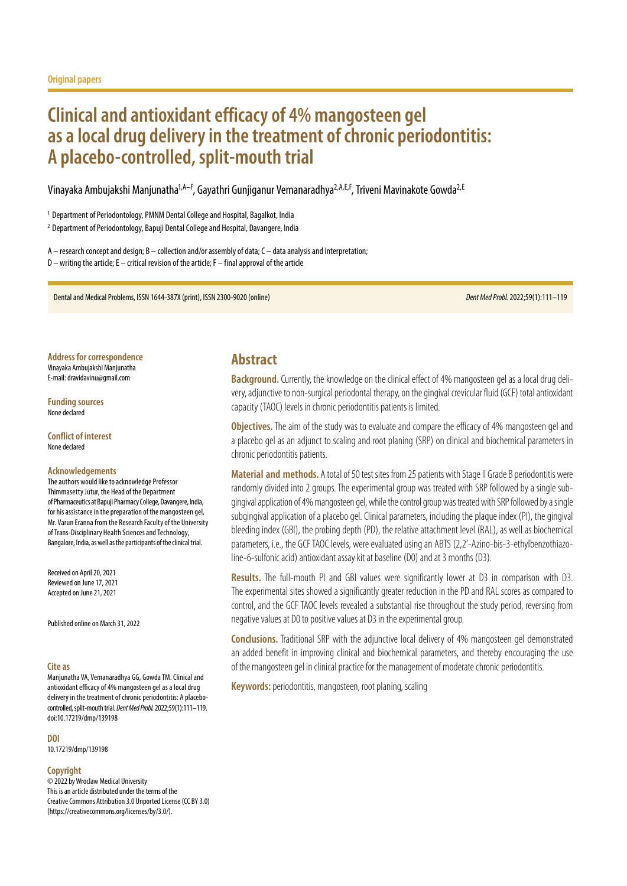Original papers

# Clinical and antioxidant efficacy of 4% mangosteen gel as a local drug delivery in the treatment of chronic periodontitis: A placebo-controlled, split-mouth trial

Vinayaka Ambujakshi Manjunatha[1,A–F], Gayathri Gunjiganur Vemanaradhya[2,A,E,F], Triveni Mavinakote Gowda[2,E]

[1] Department of Periodontology, PMNM Dental College and Hospital, Bagalkot, India

[2] Department of Periodontology, Bapuji Dental College and Hospital, Davangere, India

A – research concept and design; B – collection and/or assembly of data; C – data analysis and interpretation;
D – writing the article; E – critical revision of the article; F – final approval of the article

Dental and Medical Problems, ISSN 1644-387X (print), ISSN 2300-9020 (online)

*Dent Med Probl.* 2022;59(1):111–119

**Address for correspondence**
Vinayaka Ambujakshi Manjunatha
E-mail: dravidavinu@gmail.com

**Funding sources**
None declared

**Conflict of interest**
None declared

**Acknowledgements**
The authors would like to acknowledge Professor Thimmasetty Jutur, the Head of the Department of Pharmaceutics at Bapuji Pharmacy College, Davangere, India, for his assistance in the preparation of the mangosteen gel, Mr. Varun Eranna from the Research Faculty of the University of Trans-Disciplinary Health Sciences and Technology, Bangalore, India, as well as the participants of the clinical trial.

Received on April 20, 2021
Reviewed on June 17, 2021
Accepted on June 21, 2021

Published online on March 31, 2022

**Cite as**
Manjunatha VA, Vemanaradhya GG, Gowda TM. Clinical and antioxidant efficacy of 4% mangosteen gel as a local drug delivery in the treatment of chronic periodontitis: A placebo-controlled, split-mouth trial. *Dent Med Probl.* 2022;59(1):111–119. doi:10.17219/dmp/139198

**DOI**
10.17219/dmp/139198

**Copyright**
© 2022 by Wroclaw Medical University
This is an article distributed under the terms of the Creative Commons Attribution 3.0 Unported License (CC BY 3.0) (https://creativecommons.org/licenses/by/3.0/).

## Abstract

**Background.** Currently, the knowledge on the clinical effect of 4% mangosteen gel as a local drug delivery, adjunctive to non-surgical periodontal therapy, on the gingival crevicular fluid (GCF) total antioxidant capacity (TAOC) levels in chronic periodontitis patients is limited.

**Objectives.** The aim of the study was to evaluate and compare the efficacy of 4% mangosteen gel and a placebo gel as an adjunct to scaling and root planing (SRP) on clinical and biochemical parameters in chronic periodontitis patients.

**Material and methods.** A total of 50 test sites from 25 patients with Stage II Grade B periodontitis were randomly divided into 2 groups. The experimental group was treated with SRP followed by a single subgingival application of 4% mangosteen gel, while the control group was treated with SRP followed by a single subgingival application of a placebo gel. Clinical parameters, including the plaque index (PI), the gingival bleeding index (GBI), the probing depth (PD), the relative attachment level (RAL), as well as biochemical parameters, i.e., the GCF TAOC levels, were evaluated using an ABTS (2,2′-Azino-bis-3-ethylbenzothiazoline-6-sulfonic acid) antioxidant assay kit at baseline (D0) and at 3 months (D3).

**Results.** The full-mouth PI and GBI values were significantly lower at D3 in comparison with D3. The experimental sites showed a significantly greater reduction in the PD and RAL scores as compared to control, and the GCF TAOC levels revealed a substantial rise throughout the study period, reversing from negative values at D0 to positive values at D3 in the experimental group.

**Conclusions.** Traditional SRP with the adjunctive local delivery of 4% mangosteen gel demonstrated an added benefit in improving clinical and biochemical parameters, and thereby encouraging the use of the mangosteen gel in clinical practice for the management of moderate chronic periodontitis.

**Keywords:** periodontitis, mangosteen, root planing, scaling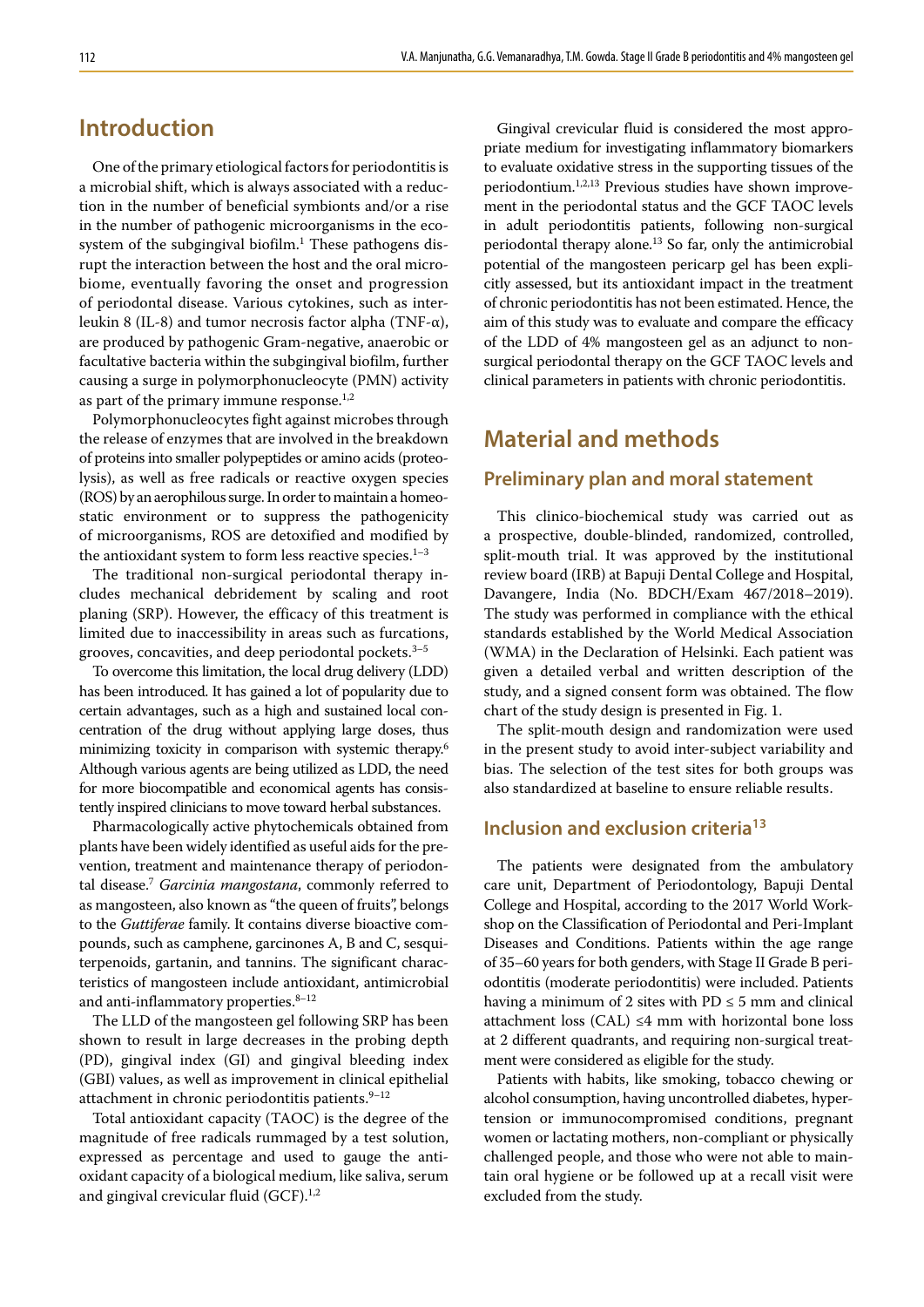## Introduction

One of the primary etiological factors for periodontitis is a microbial shift, which is always associated with a reduction in the number of beneficial symbionts and/or a rise in the number of pathogenic microorganisms in the ecosystem of the subgingival biofilm.[1] These pathogens disrupt the interaction between the host and the oral microbiome, eventually favoring the onset and progression of periodontal disease. Various cytokines, such as interleukin 8 (IL-8) and tumor necrosis factor alpha (TNF-α), are produced by pathogenic Gram-negative, anaerobic or facultative bacteria within the subgingival biofilm, further causing a surge in polymorphonucleocyte (PMN) activity as part of the primary immune response.[1,2]

Polymorphonucleocytes fight against microbes through the release of enzymes that are involved in the breakdown of proteins into smaller polypeptides or amino acids (proteolysis), as well as free radicals or reactive oxygen species (ROS) by an aerophilous surge. In order to maintain a homeostatic environment or to suppress the pathogenicity of microorganisms, ROS are detoxified and modified by the antioxidant system to form less reactive species.[1–3]

The traditional non-surgical periodontal therapy includes mechanical debridement by scaling and root planing (SRP). However, the efficacy of this treatment is limited due to inaccessibility in areas such as furcations, grooves, concavities, and deep periodontal pockets.[3–5]

To overcome this limitation, the local drug delivery (LDD) has been introduced. It has gained a lot of popularity due to certain advantages, such as a high and sustained local concentration of the drug without applying large doses, thus minimizing toxicity in comparison with systemic therapy.[6] Although various agents are being utilized as LDD, the need for more biocompatible and economical agents has consistently inspired clinicians to move toward herbal substances.

Pharmacologically active phytochemicals obtained from plants have been widely identified as useful aids for the prevention, treatment and maintenance therapy of periodontal disease.[7] *Garcinia mangostana*, commonly referred to as mangosteen, also known as "the queen of fruits", belongs to the *Guttiferae* family. It contains diverse bioactive compounds, such as camphene, garcinones A, B and C, sesquiterpenoids, gartanin, and tannins. The significant characteristics of mangosteen include antioxidant, antimicrobial and anti-inflammatory properties.[8–12]

The LLD of the mangosteen gel following SRP has been shown to result in large decreases in the probing depth (PD), gingival index (GI) and gingival bleeding index (GBI) values, as well as improvement in clinical epithelial attachment in chronic periodontitis patients.[9–12]

Total antioxidant capacity (TAOC) is the degree of the magnitude of free radicals rummaged by a test solution, expressed as percentage and used to gauge the antioxidant capacity of a biological medium, like saliva, serum and gingival crevicular fluid (GCF).[1,2]

Gingival crevicular fluid is considered the most appropriate medium for investigating inflammatory biomarkers to evaluate oxidative stress in the supporting tissues of the periodontium.[1,2,13] Previous studies have shown improvement in the periodontal status and the GCF TAOC levels in adult periodontitis patients, following non-surgical periodontal therapy alone.[13] So far, only the antimicrobial potential of the mangosteen pericarp gel has been explicitly assessed, but its antioxidant impact in the treatment of chronic periodontitis has not been estimated. Hence, the aim of this study was to evaluate and compare the efficacy of the LDD of 4% mangosteen gel as an adjunct to non-surgical periodontal therapy on the GCF TAOC levels and clinical parameters in patients with chronic periodontitis.

## Material and methods

### Preliminary plan and moral statement

This clinico-biochemical study was carried out as a prospective, double-blinded, randomized, controlled, split-mouth trial. It was approved by the institutional review board (IRB) at Bapuji Dental College and Hospital, Davangere, India (No. BDCH/Exam 467/2018–2019). The study was performed in compliance with the ethical standards established by the World Medical Association (WMA) in the Declaration of Helsinki. Each patient was given a detailed verbal and written description of the study, and a signed consent form was obtained. The flow chart of the study design is presented in Fig. 1.

The split-mouth design and randomization were used in the present study to avoid inter-subject variability and bias. The selection of the test sites for both groups was also standardized at baseline to ensure reliable results.

### Inclusion and exclusion criteria[13]

The patients were designated from the ambulatory care unit, Department of Periodontology, Bapuji Dental College and Hospital, according to the 2017 World Workshop on the Classification of Periodontal and Peri-Implant Diseases and Conditions. Patients within the age range of 35–60 years for both genders, with Stage II Grade B periodontitis (moderate periodontitis) were included. Patients having a minimum of 2 sites with PD ≤ 5 mm and clinical attachment loss (CAL) ≤4 mm with horizontal bone loss at 2 different quadrants, and requiring non-surgical treatment were considered as eligible for the study.

Patients with habits, like smoking, tobacco chewing or alcohol consumption, having uncontrolled diabetes, hypertension or immunocompromised conditions, pregnant women or lactating mothers, non-compliant or physically challenged people, and those who were not able to maintain oral hygiene or be followed up at a recall visit were excluded from the study.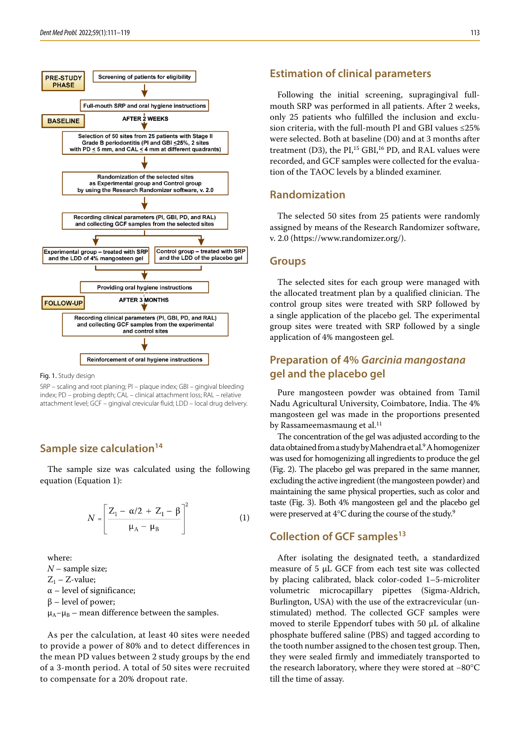PRE-STUDY PHASE

Screening of patients for eligibility

Full-mouth SRP and oral hygiene instructions

BASELINE

AFTER 2 WEEKS

Selection of 50 sites from 25 patients with Stage II Grade B periodontitis (PI and GBI ≤25%, 2 sites with PD ≤ 5 mm, and CAL ≤ 4 mm at different quadrants)

Randomization of the selected sites as Experimental group and Control group by using the Research Randomizer software, v. 2.0

Recording clinical parameters (PI, GBI, PD, and RAL) and collecting GCF samples from the selected sites

Experimental group – treated with SRP and the LDD of 4% mangosteen gel

Control group – treated with SRP and the LDD of the placebo gel

Providing oral hygiene instructions

FOLLOW-UP

AFTER 3 MONTHS

Recording clinical parameters (PI, GBI, PD, and RAL) and collecting GCF samples from the experimental and control sites

Reinforcement of oral hygiene instructions

Fig. 1. Study design

SRP – scaling and root planing; PI – plaque index; GBI – gingival bleeding index; PD – probing depth; CAL – clinical attachment loss; RAL – relative attachment level; GCF – gingival crevicular fluid; LDD – local drug delivery.

## Sample size calculation[14]

The sample size was calculated using the following equation (Equation 1):

$$N = \left[ \frac{Z_1 - \alpha/2 + Z_1 - \beta}{\mu_A - \mu_B} \right]^2 \quad (1)$$

where:
$N$ – sample size;
$Z_1$ – Z-value;
$\alpha$ – level of significance;
$\beta$ – level of power;
$\mu_A - \mu_B$ – mean difference between the samples.

As per the calculation, at least 40 sites were needed to provide a power of 80% and to detect differences in the mean PD values between 2 study groups by the end of a 3-month period. A total of 50 sites were recruited to compensate for a 20% dropout rate.

## Estimation of clinical parameters

Following the initial screening, supragingival full-mouth SRP was performed in all patients. After 2 weeks, only 25 patients who fulfilled the inclusion and exclusion criteria, with the full-mouth PI and GBI values ≤25% were selected. Both at baseline (D0) and at 3 months after treatment (D3), the PI,[15] GBI,[16] PD, and RAL values were recorded, and GCF samples were collected for the evaluation of the TAOC levels by a blinded examiner.

## Randomization

The selected 50 sites from 25 patients were randomly assigned by means of the Research Randomizer software, v. 2.0 (https://www.randomizer.org/).

## Groups

The selected sites for each group were managed with the allocated treatment plan by a qualified clinician. The control group sites were treated with SRP followed by a single application of the placebo gel. The experimental group sites were treated with SRP followed by a single application of 4% mangosteen gel.

## Preparation of 4% *Garcinia mangostana* gel and the placebo gel

Pure mangosteen powder was obtained from Tamil Nadu Agricultural University, Coimbatore, India. The 4% mangosteen gel was made in the proportions presented by Rassameemasmaung et al.[11]

The concentration of the gel was adjusted according to the data obtained from a study by Mahendra et al.[9] A homogenizer was used for homogenizing all ingredients to produce the gel (Fig. 2). The placebo gel was prepared in the same manner, excluding the active ingredient (the mangosteen powder) and maintaining the same physical properties, such as color and taste (Fig. 3). Both 4% mangosteen gel and the placebo gel were preserved at 4°C during the course of the study.[9]

## Collection of GCF samples[13]

After isolating the designated teeth, a standardized measure of 5 μL GCF from each test site was collected by placing calibrated, black color-coded 1–5-microliter volumetric microcapillary pipettes (Sigma-Aldrich, Burlington, USA) with the use of the extracrevicular (unstimulated) method. The collected GCF samples were moved to sterile Eppendorf tubes with 50 μL of alkaline phosphate buffered saline (PBS) and tagged according to the tooth number assigned to the chosen test group. Then, they were sealed firmly and immediately transported to the research laboratory, where they were stored at −80°C till the time of assay.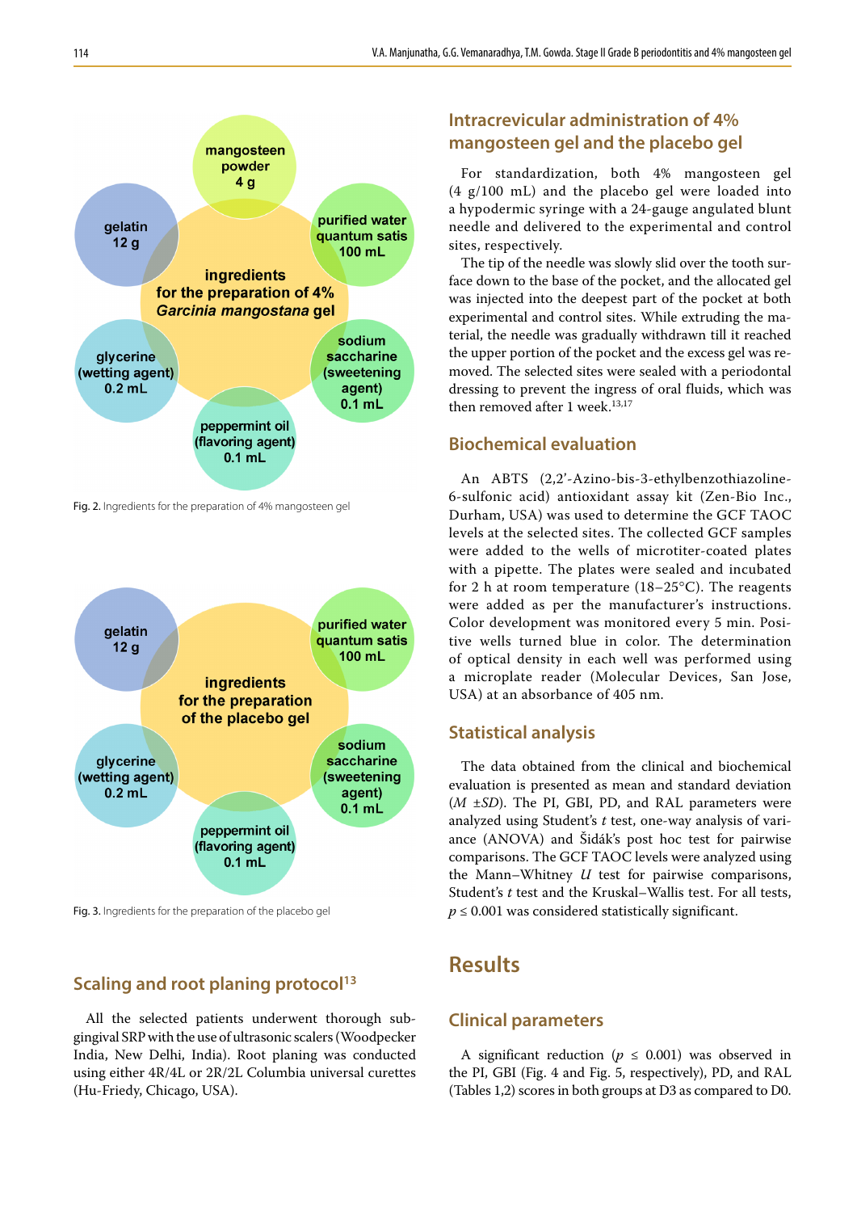Fig. 2. Ingredients for the preparation of 4% mangosteen gel

Fig. 3. Ingredients for the preparation of the placebo gel

## Scaling and root planing protocol[13]

All the selected patients underwent thorough subgingival SRP with the use of ultrasonic scalers (Woodpecker India, New Delhi, India). Root planing was conducted using either 4R/4L or 2R/2L Columbia universal curettes (Hu-Friedy, Chicago, USA).

## Intracrevicular administration of 4% mangosteen gel and the placebo gel

For standardization, both 4% mangosteen gel (4 g/100 mL) and the placebo gel were loaded into a hypodermic syringe with a 24-gauge angulated blunt needle and delivered to the experimental and control sites, respectively.

The tip of the needle was slowly slid over the tooth surface down to the base of the pocket, and the allocated gel was injected into the deepest part of the pocket at both experimental and control sites. While extruding the material, the needle was gradually withdrawn till it reached the upper portion of the pocket and the excess gel was removed. The selected sites were sealed with a periodontal dressing to prevent the ingress of oral fluids, which was then removed after 1 week.[13,17]

## Biochemical evaluation

An ABTS (2,2'-Azino-bis-3-ethylbenzothiazoline-6-sulfonic acid) antioxidant assay kit (Zen-Bio Inc., Durham, USA) was used to determine the GCF TAOC levels at the selected sites. The collected GCF samples were added to the wells of microtiter-coated plates with a pipette. The plates were sealed and incubated for 2 h at room temperature (18–25°C). The reagents were added as per the manufacturer's instructions. Color development was monitored every 5 min. Positive wells turned blue in color. The determination of optical density in each well was performed using a microplate reader (Molecular Devices, San Jose, USA) at an absorbance of 405 nm.

## Statistical analysis

The data obtained from the clinical and biochemical evaluation is presented as mean and standard deviation ($M \pm SD$). The PI, GBI, PD, and RAL parameters were analyzed using Student's $t$ test, one-way analysis of variance (ANOVA) and Šidák's post hoc test for pairwise comparisons. The GCF TAOC levels were analyzed using the Mann–Whitney $U$ test for pairwise comparisons, Student's $t$ test and the Kruskal–Wallis test. For all tests, $p \leq 0.001$ was considered statistically significant.

# Results

## Clinical parameters

A significant reduction ($p \leq 0.001$) was observed in the PI, GBI (Fig. 4 and Fig. 5, respectively), PD, and RAL (Tables 1,2) scores in both groups at D3 as compared to D0.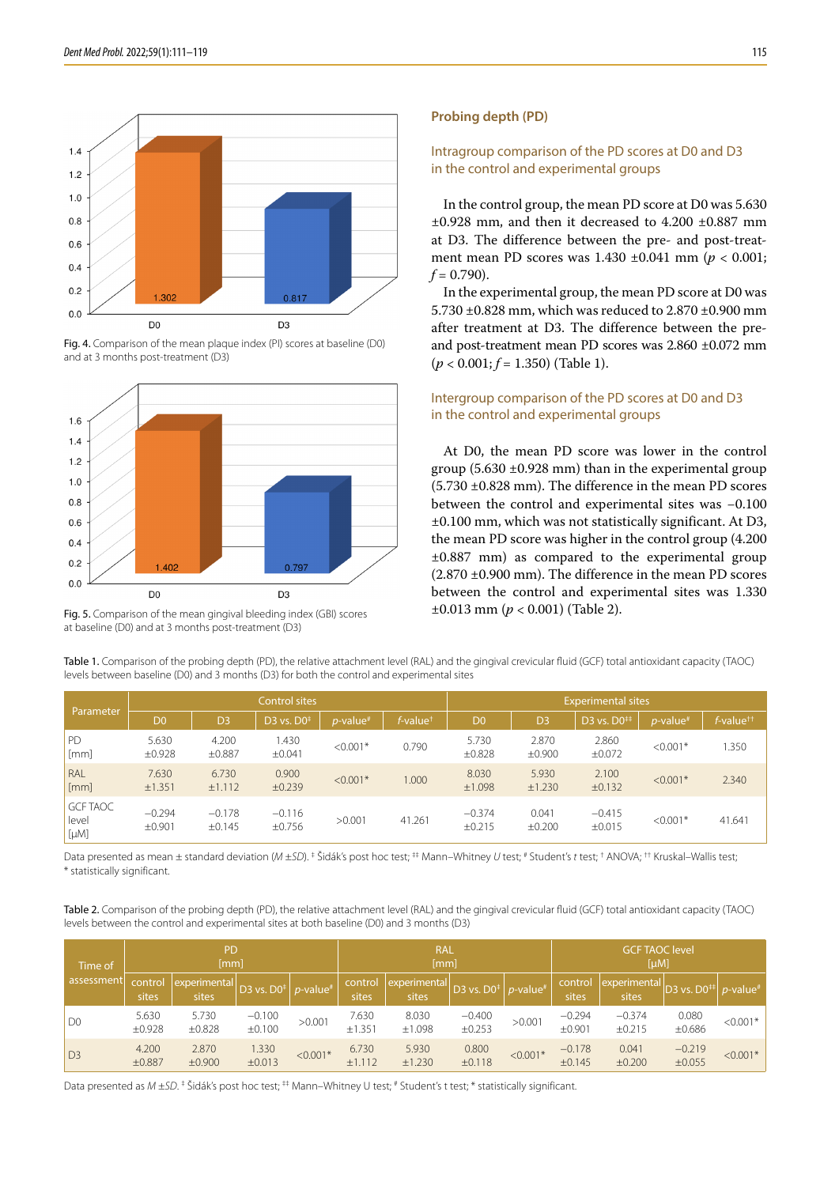Fig. 4. Comparison of the mean plaque index (PI) scores at baseline (D0) and at 3 months post-treatment (D3)

Fig. 5. Comparison of the mean gingival bleeding index (GBI) scores at baseline (D0) and at 3 months post-treatment (D3)

### Probing depth (PD)

#### Intragroup comparison of the PD scores at D0 and D3 in the control and experimental groups

In the control group, the mean PD score at D0 was 5.630 ±0.928 mm, and then it decreased to 4.200 ±0.887 mm at D3. The difference between the pre- and post-treatment mean PD scores was 1.430 ±0.041 mm ($p < 0.001$; $f = 0.790$).

In the experimental group, the mean PD score at D0 was 5.730 ±0.828 mm, which was reduced to 2.870 ±0.900 mm after treatment at D3. The difference between the pre- and post-treatment mean PD scores was 2.860 ±0.072 mm ($p < 0.001$; $f = 1.350$) (Table 1).

#### Intergroup comparison of the PD scores at D0 and D3 in the control and experimental groups

At D0, the mean PD score was lower in the control group (5.630 ±0.928 mm) than in the experimental group (5.730 ±0.828 mm). The difference in the mean PD scores between the control and experimental sites was −0.100 ±0.100 mm, which was not statistically significant. At D3, the mean PD score was higher in the control group (4.200 ±0.887 mm) as compared to the experimental group (2.870 ±0.900 mm). The difference in the mean PD scores between the control and experimental sites was 1.330 ±0.013 mm ($p < 0.001$) (Table 2).

Table 1. Comparison of the probing depth (PD), the relative attachment level (RAL) and the gingival crevicular fluid (GCF) total antioxidant capacity (TAOC) levels between baseline (D0) and 3 months (D3) for both the control and experimental sites

| Parameter | Control sites | | | | | Experimental sites | | | | |
|---|---|---|---|---|---|---|---|---|---|---|
| | D0 | D3 | D3 vs. D0[‡] | *p*-value[#] | *f*-value[†] | D0 | D3 | D3 vs. D0[‡‡] | *p*-value[#] | *f*-value[††] |
| PD [mm] | 5.630 ±0.928 | 4.200 ±0.887 | 1.430 ±0.041 | <0.001* | 0.790 | 5.730 ±0.828 | 2.870 ±0.900 | 2.860 ±0.072 | <0.001* | 1.350 |
| RAL [mm] | 7.630 ±1.351 | 6.730 ±1.112 | 0.900 ±0.239 | <0.001* | 1.000 | 8.030 ±1.098 | 5.930 ±1.230 | 2.100 ±0.132 | <0.001* | 2.340 |
| GCF TAOC level [μM] | −0.294 ±0.901 | −0.178 ±0.145 | −0.116 ±0.756 | >0.001 | 41.261 | −0.374 ±0.215 | 0.041 ±0.200 | −0.415 ±0.015 | <0.001* | 41.641 |

Data presented as mean ± standard deviation (*M* ±*SD*). ‡ Šidák's post hoc test; ‡‡ Mann–Whitney *U* test; # Student's *t* test; † ANOVA; †† Kruskal–Wallis test; * statistically significant.

Table 2. Comparison of the probing depth (PD), the relative attachment level (RAL) and the gingival crevicular fluid (GCF) total antioxidant capacity (TAOC) levels between the control and experimental sites at both baseline (D0) and 3 months (D3)

| Time of assessment | PD [mm] | | | | RAL [mm] | | | | GCF TAOC level [μM] | | | |
|---|---|---|---|---|---|---|---|---|---|---|---|---|
| | control sites | experimental sites | D3 vs. D0[‡] | *p*-value[#] | control sites | experimental sites | D3 vs. D0[‡] | *p*-value[#] | control sites | experimental sites | D3 vs. D0[‡‡] | *p*-value[#] |
| D0 | 5.630 ±0.928 | 5.730 ±0.828 | −0.100 ±0.100 | >0.001 | 7.630 ±1.351 | 8.030 ±1.098 | −0.400 ±0.253 | >0.001 | −0.294 ±0.901 | −0.374 ±0.215 | 0.080 ±0.686 | <0.001* |
| D3 | 4.200 ±0.887 | 2.870 ±0.900 | 1.330 ±0.013 | <0.001* | 6.730 ±1.112 | 5.930 ±1.230 | 0.800 ±0.118 | <0.001* | −0.178 ±0.145 | 0.041 ±0.200 | −0.219 ±0.055 | <0.001* |

Data presented as *M* ±*SD*. ‡ Šidák's post hoc test; ‡‡ Mann–Whitney U test; # Student's t test; * statistically significant.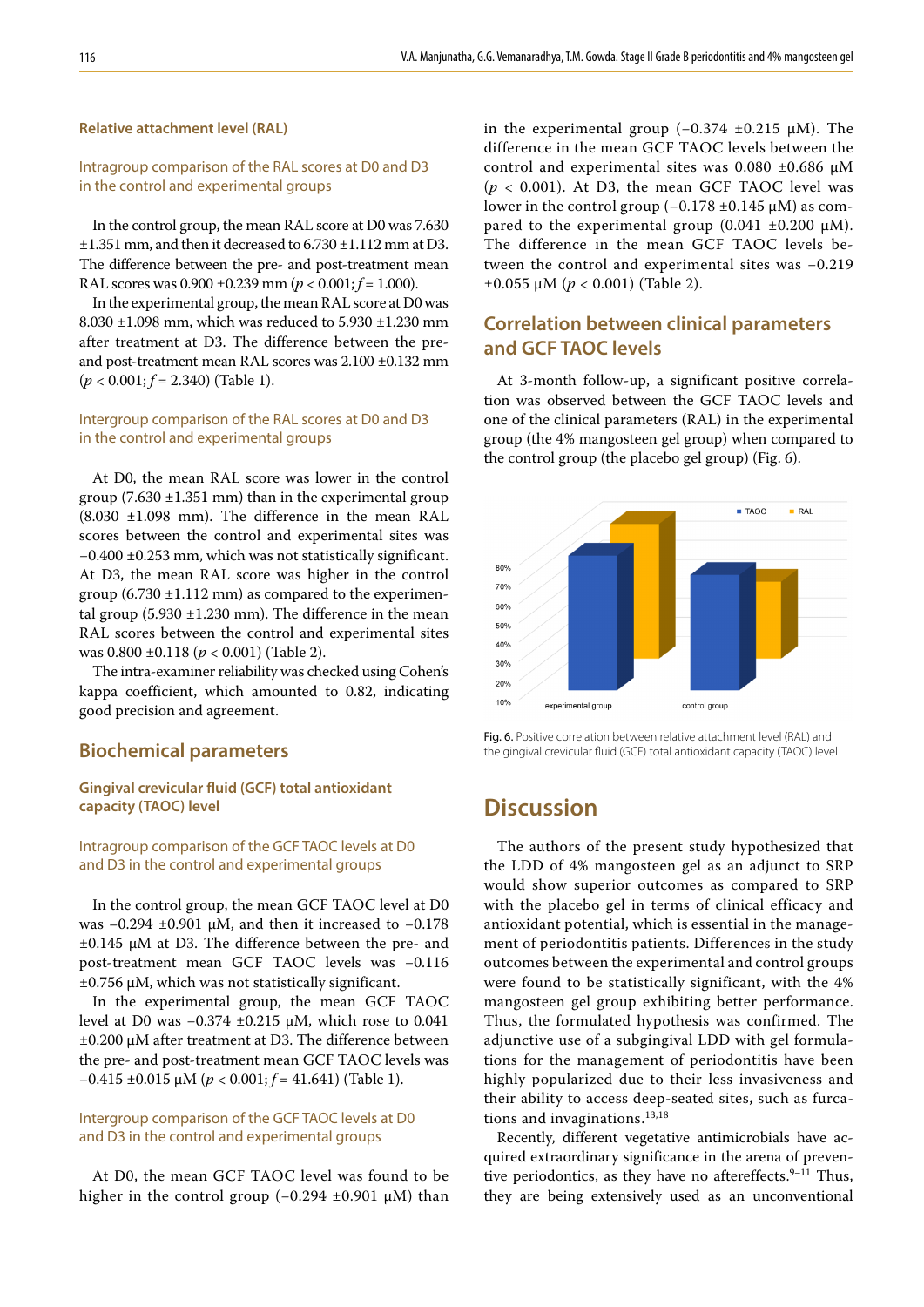## Relative attachment level (RAL)

### Intragroup comparison of the RAL scores at D0 and D3 in the control and experimental groups

In the control group, the mean RAL score at D0 was 7.630 ±1.351 mm, and then it decreased to 6.730 ±1.112 mm at D3. The difference between the pre- and post-treatment mean RAL scores was 0.900 ±0.239 mm ($p < 0.001$; $f = 1.000$).

In the experimental group, the mean RAL score at D0 was 8.030 ±1.098 mm, which was reduced to 5.930 ±1.230 mm after treatment at D3. The difference between the pre- and post-treatment mean RAL scores was 2.100 ±0.132 mm ($p < 0.001$; $f = 2.340$) (Table 1).

### Intergroup comparison of the RAL scores at D0 and D3 in the control and experimental groups

At D0, the mean RAL score was lower in the control group (7.630 ±1.351 mm) than in the experimental group (8.030 ±1.098 mm). The difference in the mean RAL scores between the control and experimental sites was −0.400 ±0.253 mm, which was not statistically significant. At D3, the mean RAL score was higher in the control group (6.730 ±1.112 mm) as compared to the experimental group (5.930 ±1.230 mm). The difference in the mean RAL scores between the control and experimental sites was 0.800 ±0.118 ($p < 0.001$) (Table 2).

The intra-examiner reliability was checked using Cohen's kappa coefficient, which amounted to 0.82, indicating good precision and agreement.

## Biochemical parameters

### Gingival crevicular fluid (GCF) total antioxidant capacity (TAOC) level

#### Intragroup comparison of the GCF TAOC levels at D0 and D3 in the control and experimental groups

In the control group, the mean GCF TAOC level at D0 was −0.294 ±0.901 μM, and then it increased to −0.178 ±0.145 μM at D3. The difference between the pre- and post-treatment mean GCF TAOC levels was −0.116 ±0.756 μM, which was not statistically significant.

In the experimental group, the mean GCF TAOC level at D0 was −0.374 ±0.215 μM, which rose to 0.041 ±0.200 μM after treatment at D3. The difference between the pre- and post-treatment mean GCF TAOC levels was −0.415 ±0.015 μM ($p < 0.001$; $f = 41.641$) (Table 1).

#### Intergroup comparison of the GCF TAOC levels at D0 and D3 in the control and experimental groups

At D0, the mean GCF TAOC level was found to be higher in the control group (−0.294 ±0.901 μM) than in the experimental group (−0.374 ±0.215 μM). The difference in the mean GCF TAOC levels between the control and experimental sites was 0.080 ±0.686 μM ($p < 0.001$). At D3, the mean GCF TAOC level was lower in the control group (−0.178 ±0.145 μM) as compared to the experimental group (0.041 ±0.200 μM). The difference in the mean GCF TAOC levels between the control and experimental sites was −0.219 ±0.055 μM ($p < 0.001$) (Table 2).

## Correlation between clinical parameters and GCF TAOC levels

At 3-month follow-up, a significant positive correlation was observed between the GCF TAOC levels and one of the clinical parameters (RAL) in the experimental group (the 4% mangosteen gel group) when compared to the control group (the placebo gel group) (Fig. 6).

Fig. 6. Positive correlation between relative attachment level (RAL) and the gingival crevicular fluid (GCF) total antioxidant capacity (TAOC) level

# Discussion

The authors of the present study hypothesized that the LDD of 4% mangosteen gel as an adjunct to SRP would show superior outcomes as compared to SRP with the placebo gel in terms of clinical efficacy and antioxidant potential, which is essential in the management of periodontitis patients. Differences in the study outcomes between the experimental and control groups were found to be statistically significant, with the 4% mangosteen gel group exhibiting better performance. Thus, the formulated hypothesis was confirmed. The adjunctive use of a subgingival LDD with gel formulations for the management of periodontitis have been highly popularized due to their less invasiveness and their ability to access deep-seated sites, such as furcations and invaginations.[13,18]

Recently, different vegetative antimicrobials have acquired extraordinary significance in the arena of preventive periodontics, as they have no aftereffects.[9–11] Thus, they are being extensively used as an unconventional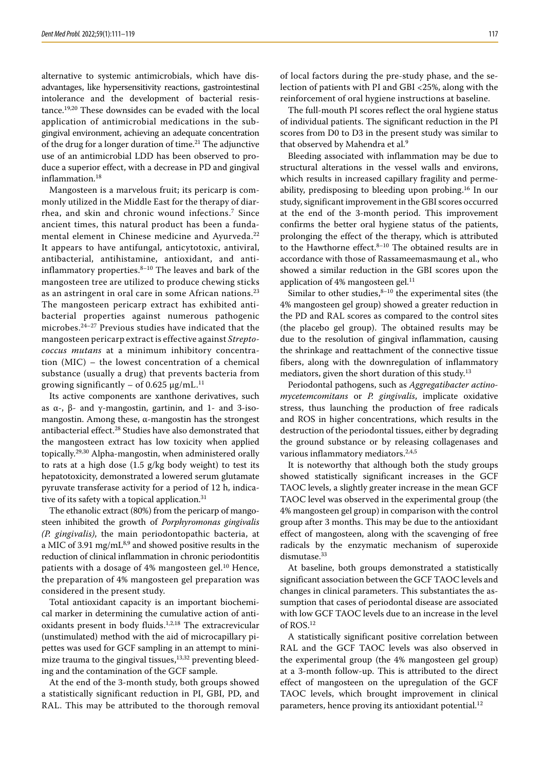alternative to systemic antimicrobials, which have disadvantages, like hypersensitivity reactions, gastrointestinal intolerance and the development of bacterial resistance.[19,20] These downsides can be evaded with the local application of antimicrobial medications in the subgingival environment, achieving an adequate concentration of the drug for a longer duration of time.[21] The adjunctive use of an antimicrobial LDD has been observed to produce a superior effect, with a decrease in PD and gingival inflammation.[18]

Mangosteen is a marvelous fruit; its pericarp is commonly utilized in the Middle East for the therapy of diarrhea, and skin and chronic wound infections.[7] Since ancient times, this natural product has been a fundamental element in Chinese medicine and Ayurveda.[22] It appears to have antifungal, anticytotoxic, antiviral, antibacterial, antihistamine, antioxidant, and anti-inflammatory properties.[8–10] The leaves and bark of the mangosteen tree are utilized to produce chewing sticks as an astringent in oral care in some African nations.[23] The mangosteen pericarp extract has exhibited antibacterial properties against numerous pathogenic microbes.[24–27] Previous studies have indicated that the mangosteen pericarp extract is effective against *Streptococcus mutans* at a minimum inhibitory concentration (MIC) – the lowest concentration of a chemical substance (usually a drug) that prevents bacteria from growing significantly – of 0.625 μg/mL.[11]

Its active components are xanthone derivatives, such as α-, β- and γ-mangostin, gartinin, and 1- and 3-isomangostin. Among these, α-mangostin has the strongest antibacterial effect.[28] Studies have also demonstrated that the mangosteen extract has low toxicity when applied topically.[29,30] Alpha-mangostin, when administered orally to rats at a high dose (1.5 g/kg body weight) to test its hepatotoxicity, demonstrated a lowered serum glutamate pyruvate transferase activity for a period of 12 h, indicative of its safety with a topical application.[31]

The ethanolic extract (80%) from the pericarp of mangosteen inhibited the growth of *Porphyromonas gingivalis (P. gingivalis)*, the main periodontopathic bacteria, at a MIC of 3.91 mg/mL[8,9] and showed positive results in the reduction of clinical inflammation in chronic periodontitis patients with a dosage of 4% mangosteen gel.[10] Hence, the preparation of 4% mangosteen gel preparation was considered in the present study.

Total antioxidant capacity is an important biochemical marker in determining the cumulative action of antioxidants present in body fluids.[1,2,18] The extracrevicular (unstimulated) method with the aid of microcapillary pipettes was used for GCF sampling in an attempt to minimize trauma to the gingival tissues,[13,32] preventing bleeding and the contamination of the GCF sample.

At the end of the 3-month study, both groups showed a statistically significant reduction in PI, GBI, PD, and RAL. This may be attributed to the thorough removal of local factors during the pre-study phase, and the selection of patients with PI and GBI <25%, along with the reinforcement of oral hygiene instructions at baseline.

The full-mouth PI scores reflect the oral hygiene status of individual patients. The significant reduction in the PI scores from D0 to D3 in the present study was similar to that observed by Mahendra et al.[9]

Bleeding associated with inflammation may be due to structural alterations in the vessel walls and environs, which results in increased capillary fragility and permeability, predisposing to bleeding upon probing.[16] In our study, significant improvement in the GBI scores occurred at the end of the 3-month period. This improvement confirms the better oral hygiene status of the patients, prolonging the effect of the therapy, which is attributed to the Hawthorne effect.[8–10] The obtained results are in accordance with those of Rassameemasmaung et al., who showed a similar reduction in the GBI scores upon the application of 4% mangosteen gel.[11]

Similar to other studies,[8–10] the experimental sites (the 4% mangosteen gel group) showed a greater reduction in the PD and RAL scores as compared to the control sites (the placebo gel group). The obtained results may be due to the resolution of gingival inflammation, causing the shrinkage and reattachment of the connective tissue fibers, along with the downregulation of inflammatory mediators, given the short duration of this study.[13]

Periodontal pathogens, such as *Aggregatibacter actinomycetemcomitans* or *P. gingivalis*, implicate oxidative stress, thus launching the production of free radicals and ROS in higher concentrations, which results in the destruction of the periodontal tissues, either by degrading the ground substance or by releasing collagenases and various inflammatory mediators.[2,4,5]

It is noteworthy that although both the study groups showed statistically significant increases in the GCF TAOC levels, a slightly greater increase in the mean GCF TAOC level was observed in the experimental group (the 4% mangosteen gel group) in comparison with the control group after 3 months. This may be due to the antioxidant effect of mangosteen, along with the scavenging of free radicals by the enzymatic mechanism of superoxide dismutase.[33]

At baseline, both groups demonstrated a statistically significant association between the GCF TAOC levels and changes in clinical parameters. This substantiates the assumption that cases of periodontal disease are associated with low GCF TAOC levels due to an increase in the level of ROS.[12]

A statistically significant positive correlation between RAL and the GCF TAOC levels was also observed in the experimental group (the 4% mangosteen gel group) at a 3-month follow-up. This is attributed to the direct effect of mangosteen on the upregulation of the GCF TAOC levels, which brought improvement in clinical parameters, hence proving its antioxidant potential.[12]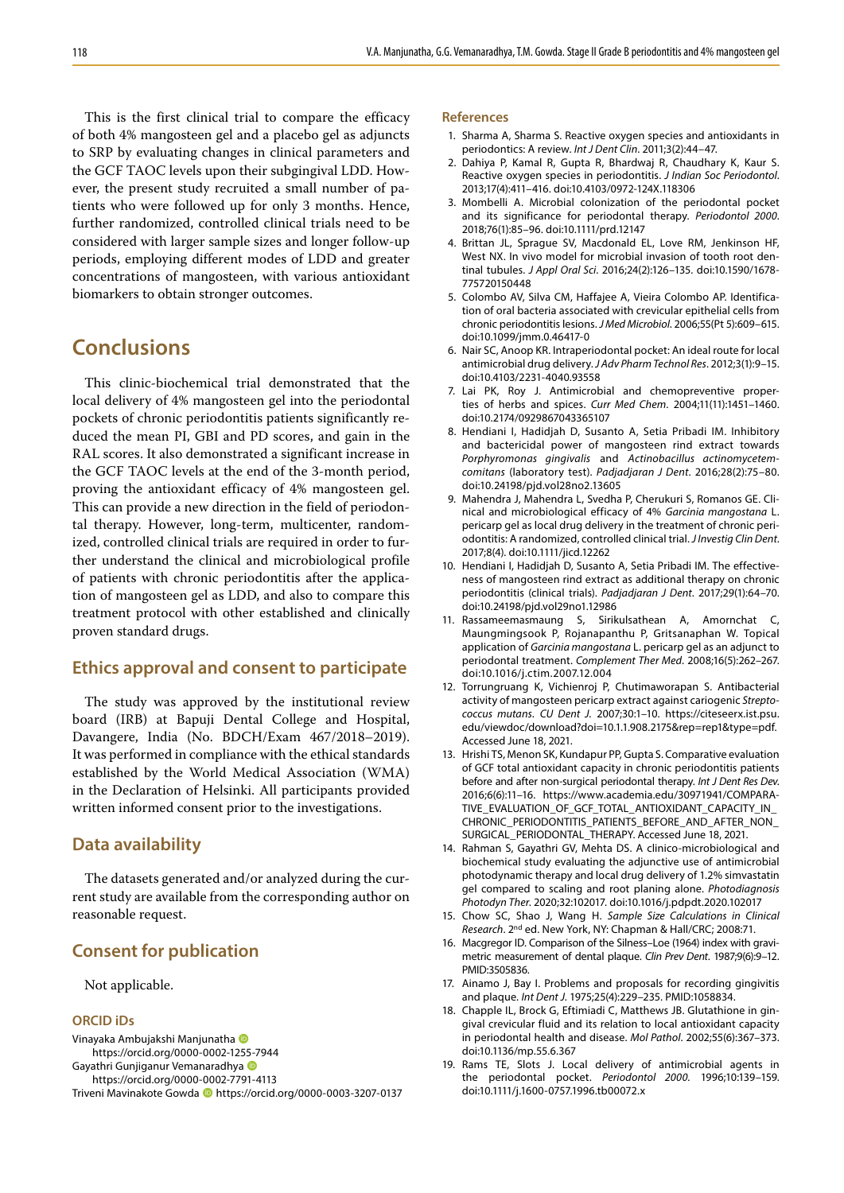This is the first clinical trial to compare the efficacy of both 4% mangosteen gel and a placebo gel as adjuncts to SRP by evaluating changes in clinical parameters and the GCF TAOC levels upon their subgingival LDD. However, the present study recruited a small number of patients who were followed up for only 3 months. Hence, further randomized, controlled clinical trials need to be considered with larger sample sizes and longer follow-up periods, employing different modes of LDD and greater concentrations of mangosteen, with various antioxidant biomarkers to obtain stronger outcomes.

## Conclusions

This clinic-biochemical trial demonstrated that the local delivery of 4% mangosteen gel into the periodontal pockets of chronic periodontitis patients significantly reduced the mean PI, GBI and PD scores, and gain in the RAL scores. It also demonstrated a significant increase in the GCF TAOC levels at the end of the 3-month period, proving the antioxidant efficacy of 4% mangosteen gel. This can provide a new direction in the field of periodontal therapy. However, long-term, multicenter, randomized, controlled clinical trials are required in order to further understand the clinical and microbiological profile of patients with chronic periodontitis after the application of mangosteen gel as LDD, and also to compare this treatment protocol with other established and clinically proven standard drugs.

### Ethics approval and consent to participate

The study was approved by the institutional review board (IRB) at Bapuji Dental College and Hospital, Davangere, India (No. BDCH/Exam 467/2018–2019). It was performed in compliance with the ethical standards established by the World Medical Association (WMA) in the Declaration of Helsinki. All participants provided written informed consent prior to the investigations.

### Data availability

The datasets generated and/or analyzed during the current study are available from the corresponding author on reasonable request.

### Consent for publication

Not applicable.

#### ORCID iDs

Vinayaka Ambujakshi Manjunatha https://orcid.org/0000-0002-1255-7944
Gayathri Gunjiganur Vemanaradhya https://orcid.org/0000-0002-7791-4113
Triveni Mavinakote Gowda https://orcid.org/0000-0003-3207-0137

#### References

1. Sharma A, Sharma S. Reactive oxygen species and antioxidants in periodontics: A review. *Int J Dent Clin*. 2011;3(2):44–47.
2. Dahiya P, Kamal R, Gupta R, Bhardwaj R, Chaudhary K, Kaur S. Reactive oxygen species in periodontitis. *J Indian Soc Periodontol*. 2013;17(4):411–416. doi:10.4103/0972-124X.118306
3. Mombelli A. Microbial colonization of the periodontal pocket and its significance for periodontal therapy. *Periodontol 2000*. 2018;76(1):85–96. doi:10.1111/prd.12147
4. Brittan JL, Sprague SV, Macdonald EL, Love RM, Jenkinson HF, West NX. In vivo model for microbial invasion of tooth root dentinal tubules. *J Appl Oral Sci*. 2016;24(2):126–135. doi:10.1590/1678-775720150448
5. Colombo AV, Silva CM, Haffajee A, Vieira Colombo AP. Identification of oral bacteria associated with crevicular epithelial cells from chronic periodontitis lesions. *J Med Microbiol*. 2006;55(Pt 5):609–615. doi:10.1099/jmm.0.46417-0
6. Nair SC, Anoop KR. Intraperiodontal pocket: An ideal route for local antimicrobial drug delivery. *J Adv Pharm Technol Res*. 2012;3(1):9–15. doi:10.4103/2231-4040.93558
7. Lai PK, Roy J. Antimicrobial and chemopreventive properties of herbs and spices. *Curr Med Chem*. 2004;11(11):1451–1460. doi:10.2174/0929867043365107
8. Hendiani I, Hadidjah D, Susanto A, Setia Pribadi IM. Inhibitory and bactericidal power of mangosteen rind extract towards *Porphyromonas gingivalis* and *Actinobacillus actinomycetemcomitans* (laboratory test). *Padjadjaran J Dent*. 2016;28(2):75–80. doi:10.24198/pjd.vol28no2.13605
9. Mahendra J, Mahendra L, Svedha P, Cherukuri S, Romanos GE. Clinical and microbiological efficacy of 4% *Garcinia mangostana* L. pericarp gel as local drug delivery in the treatment of chronic periodontitis: A randomized, controlled clinical trial. *J Investig Clin Dent*. 2017;8(4). doi:10.1111/jicd.12262
10. Hendiani I, Hadidjah D, Susanto A, Setia Pribadi IM. The effectiveness of mangosteen rind extract as additional therapy on chronic periodontitis (clinical trials). *Padjadjaran J Dent*. 2017;29(1):64–70. doi:10.24198/pjd.vol29no1.12986
11. Rassameemasmaung S, Sirikulsathean A, Amornchat C, Maungmingsook P, Rojanapanthu P, Gritsanaphan W. Topical application of *Garcinia mangostana* L. pericarp gel as an adjunct to periodontal treatment. *Complement Ther Med*. 2008;16(5):262–267. doi:10.1016/j.ctim.2007.12.004
12. Torrungruang K, Vichienroj P, Chutimaworapan S. Antibacterial activity of mangosteen pericarp extract against cariogenic *Streptococcus mutans*. *CU Dent J*. 2007;30:1–10. https://citeseerx.ist.psu.edu/viewdoc/download?doi=10.1.1.908.2175&rep=rep1&type=pdf. Accessed June 18, 2021.
13. Hrishi TS, Menon SK, Kundapur PP, Gupta S. Comparative evaluation of GCF total antioxidant capacity in chronic periodontitis patients before and after non-surgical periodontal therapy. *Int J Dent Res Dev*. 2016;6(6):11–16. https://www.academia.edu/30971941/COMPARATIVE_EVALUATION_OF_GCF_TOTAL_ANTIOXIDANT_CAPACITY_IN_CHRONIC_PERIODONTITIS_PATIENTS_BEFORE_AND_AFTER_NON_SURGICAL_PERIODONTAL_THERAPY. Accessed June 18, 2021.
14. Rahman S, Gayathri GV, Mehta DS. A clinico-microbiological and biochemical study evaluating the adjunctive use of antimicrobial photodynamic therapy and local drug delivery of 1.2% simvastatin gel compared to scaling and root planing alone. *Photodiagnosis Photodyn Ther*. 2020;32:102017. doi:10.1016/j.pdpdt.2020.102017
15. Chow SC, Shao J, Wang H. *Sample Size Calculations in Clinical Research*. 2nd ed. New York, NY: Chapman & Hall/CRC; 2008:71.
16. Macgregor ID. Comparison of the Silness–Loe (1964) index with gravimetric measurement of dental plaque. *Clin Prev Dent*. 1987;9(6):9–12. PMID:3505836.
17. Ainamo J, Bay I. Problems and proposals for recording gingivitis and plaque. *Int Dent J*. 1975;25(4):229–235. PMID:1058834.
18. Chapple IL, Brock G, Eftimiadi C, Matthews JB. Glutathione in gingival crevicular fluid and its relation to local antioxidant capacity in periodontal health and disease. *Mol Pathol*. 2002;55(6):367–373. doi:10.1136/mp.55.6.367
19. Rams TE, Slots J. Local delivery of antimicrobial agents in the periodontal pocket. *Periodontol 2000*. 1996;10:139–159. doi:10.1111/j.1600-0757.1996.tb00072.x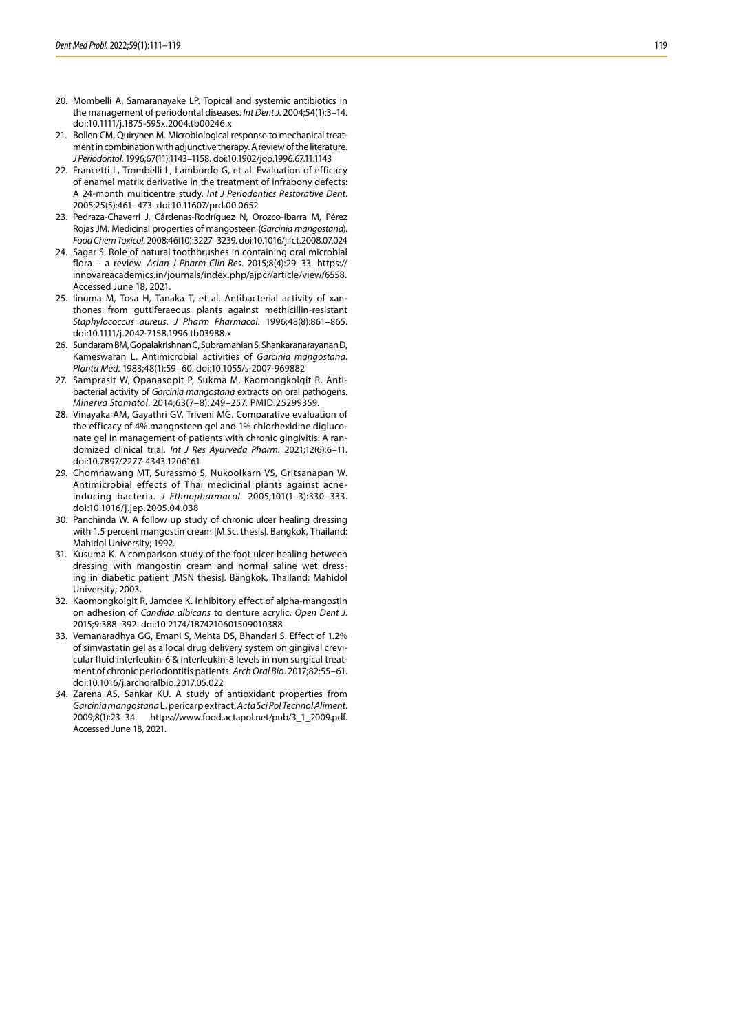20. Mombelli A, Samaranayake LP. Topical and systemic antibiotics in the management of periodontal diseases. *Int Dent J*. 2004;54(1):3–14. doi:10.1111/j.1875-595x.2004.tb00246.x
21. Bollen CM, Quirynen M. Microbiological response to mechanical treatment in combination with adjunctive therapy. A review of the literature. *J Periodontol*. 1996;67(11):1143–1158. doi:10.1902/jop.1996.67.11.1143
22. Francetti L, Trombelli L, Lambordo G, et al. Evaluation of efficacy of enamel matrix derivative in the treatment of infrabony defects: A 24-month multicentre study. *Int J Periodontics Restorative Dent*. 2005;25(5):461–473. doi:10.11607/prd.00.0652
23. Pedraza-Chaverri J, Cárdenas-Rodríguez N, Orozco-Ibarra M, Pérez Rojas JM. Medicinal properties of mangosteen (*Garcinia mangostana*). *Food Chem Toxicol*. 2008;46(10):3227–3239. doi:10.1016/j.fct.2008.07.024
24. Sagar S. Role of natural toothbrushes in containing oral microbial flora – a review. *Asian J Pharm Clin Res*. 2015;8(4):29–33. https://innovareacademics.in/journals/index.php/ajpcr/article/view/6558. Accessed June 18, 2021.
25. Iinuma M, Tosa H, Tanaka T, et al. Antibacterial activity of xanthones from guttiferaeous plants against methicillin-resistant *Staphylococcus aureus*. *J Pharm Pharmacol*. 1996;48(8):861–865. doi:10.1111/j.2042-7158.1996.tb03988.x
26. Sundaram BM, Gopalakrishnan C, Subramanian S, Shankaranarayanan D, Kameswaran L. Antimicrobial activities of *Garcinia mangostana*. *Planta Med*. 1983;48(1):59–60. doi:10.1055/s-2007-969882
27. Samprasit W, Opanasopit P, Sukma M, Kaomongkolgit R. Antibacterial activity of *Garcinia mangostana* extracts on oral pathogens. *Minerva Stomatol*. 2014;63(7–8):249–257. PMID:25299359.
28. Vinayaka AM, Gayathri GV, Triveni MG. Comparative evaluation of the efficacy of 4% mangosteen gel and 1% chlorhexidine digluconate gel in management of patients with chronic gingivitis: A randomized clinical trial. *Int J Res Ayurveda Pharm*. 2021;12(6):6–11. doi:10.7897/2277-4343.1206161
29. Chomnawang MT, Surassmo S, Nukoolkarn VS, Gritsanapan W. Antimicrobial effects of Thai medicinal plants against acne-inducing bacteria. *J Ethnopharmacol*. 2005;101(1–3):330–333. doi:10.1016/j.jep.2005.04.038
30. Panchinda W. A follow up study of chronic ulcer healing dressing with 1.5 percent mangostin cream [M.Sc. thesis]. Bangkok, Thailand: Mahidol University; 1992.
31. Kusuma K. A comparison study of the foot ulcer healing between dressing with mangostin cream and normal saline wet dressing in diabetic patient [MSN thesis]. Bangkok, Thailand: Mahidol University; 2003.
32. Kaomongkolgit R, Jamdee K. Inhibitory effect of alpha-mangostin on adhesion of *Candida albicans* to denture acrylic. *Open Dent J*. 2015;9:388–392. doi:10.2174/1874210601509010388
33. Vemanaradhya GG, Emani S, Mehta DS, Bhandari S. Effect of 1.2% of simvastatin gel as a local drug delivery system on gingival crevicular fluid interleukin-6 & interleukin-8 levels in non surgical treatment of chronic periodontitis patients. *Arch Oral Bio*. 2017;82:55–61. doi:10.1016/j.archoralbio.2017.05.022
34. Zarena AS, Sankar KU. A study of antioxidant properties from *Garcinia mangostana* L. pericarp extract. *Acta Sci Pol Technol Aliment*. 2009;8(1):23–34. https://www.food.actapol.net/pub/3_1_2009.pdf. Accessed June 18, 2021.